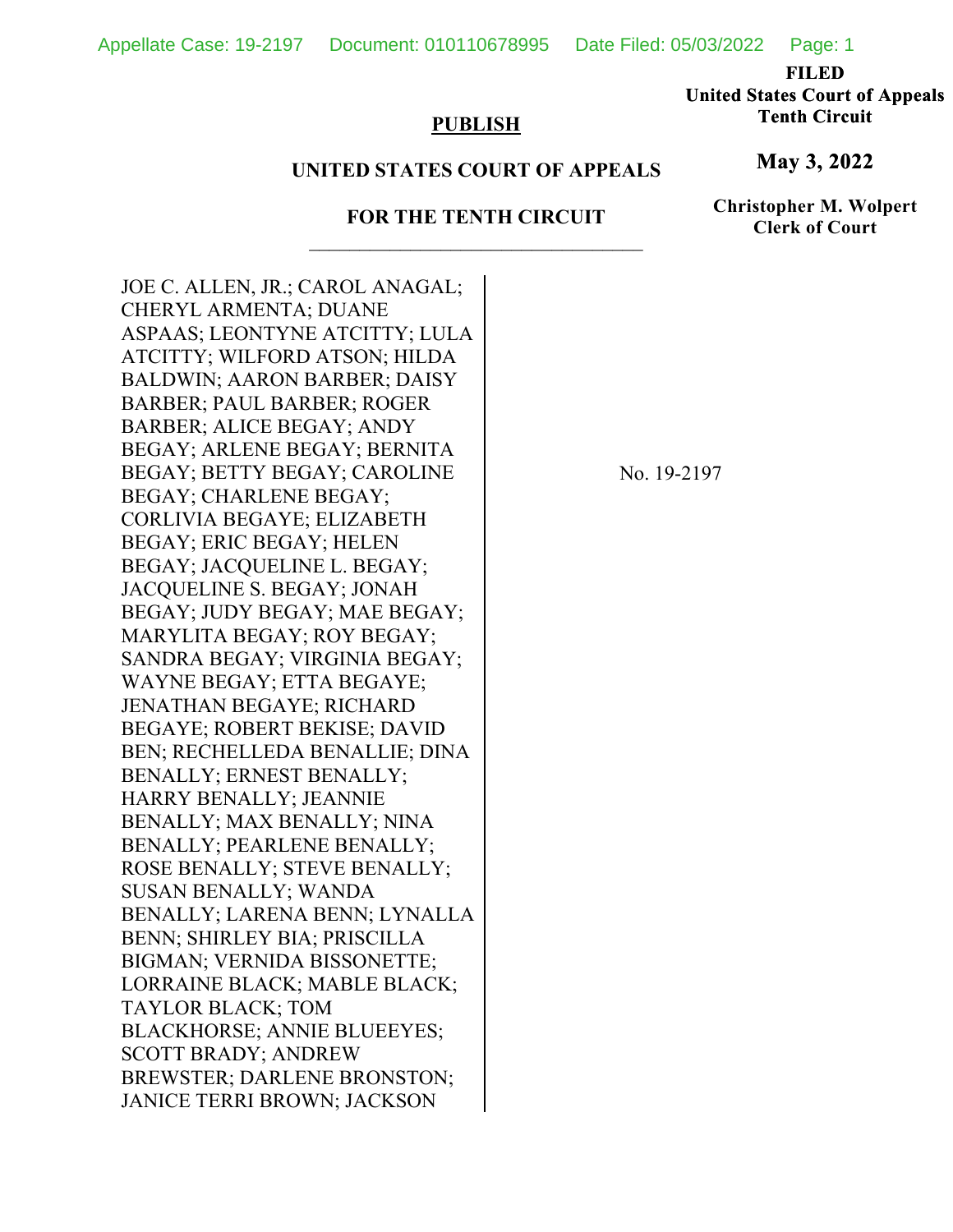**PUBLISH**

**UNITED STATES COURT OF APPEALS**

**FOR THE TENTH CIRCUIT**

**FILED**
**United States Court of Appeals**
**Tenth Circuit**

**May 3, 2022**

**Christopher M. Wolpert**
**Clerk of Court**

---

JOE C. ALLEN, JR.; CAROL ANAGAL; CHERYL ARMENTA; DUANE ASPAAS; LEONTYNE ATCITTY; LULA ATCITTY; WILFORD ATSON; HILDA BALDWIN; AARON BARBER; DAISY BARBER; PAUL BARBER; ROGER BARBER; ALICE BEGAY; ANDY BEGAY; ARLENE BEGAY; BERNITA BEGAY; BETTY BEGAY; CAROLINE BEGAY; CHARLENE BEGAY; CORLIVIA BEGAYE; ELIZABETH BEGAY; ERIC BEGAY; HELEN BEGAY; JACQUELINE L. BEGAY; JACQUELINE S. BEGAY; JONAH BEGAY; JUDY BEGAY; MAE BEGAY; MARYLITA BEGAY; ROY BEGAY; SANDRA BEGAY; VIRGINIA BEGAY; WAYNE BEGAY; ETTA BEGAYE; JENATHAN BEGAYE; RICHARD BEGAYE; ROBERT BEKISE; DAVID BEN; RECHELLEDA BENALLIE; DINA BENALLY; ERNEST BENALLY; HARRY BENALLY; JEANNIE BENALLY; MAX BENALLY; NINA BENALLY; PEARLENE BENALLY; ROSE BENALLY; STEVE BENALLY; SUSAN BENALLY; WANDA BENALLY; LARENA BENN; LYNALLA BENN; SHIRLEY BIA; PRISCILLA BIGMAN; VERNIDA BISSONETTE; LORRAINE BLACK; MABLE BLACK; TAYLOR BLACK; TOM BLACKHORSE; ANNIE BLUEEYES; SCOTT BRADY; ANDREW BREWSTER; DARLENE BRONSTON; JANICE TERRI BROWN; JACKSON

No. 19-2197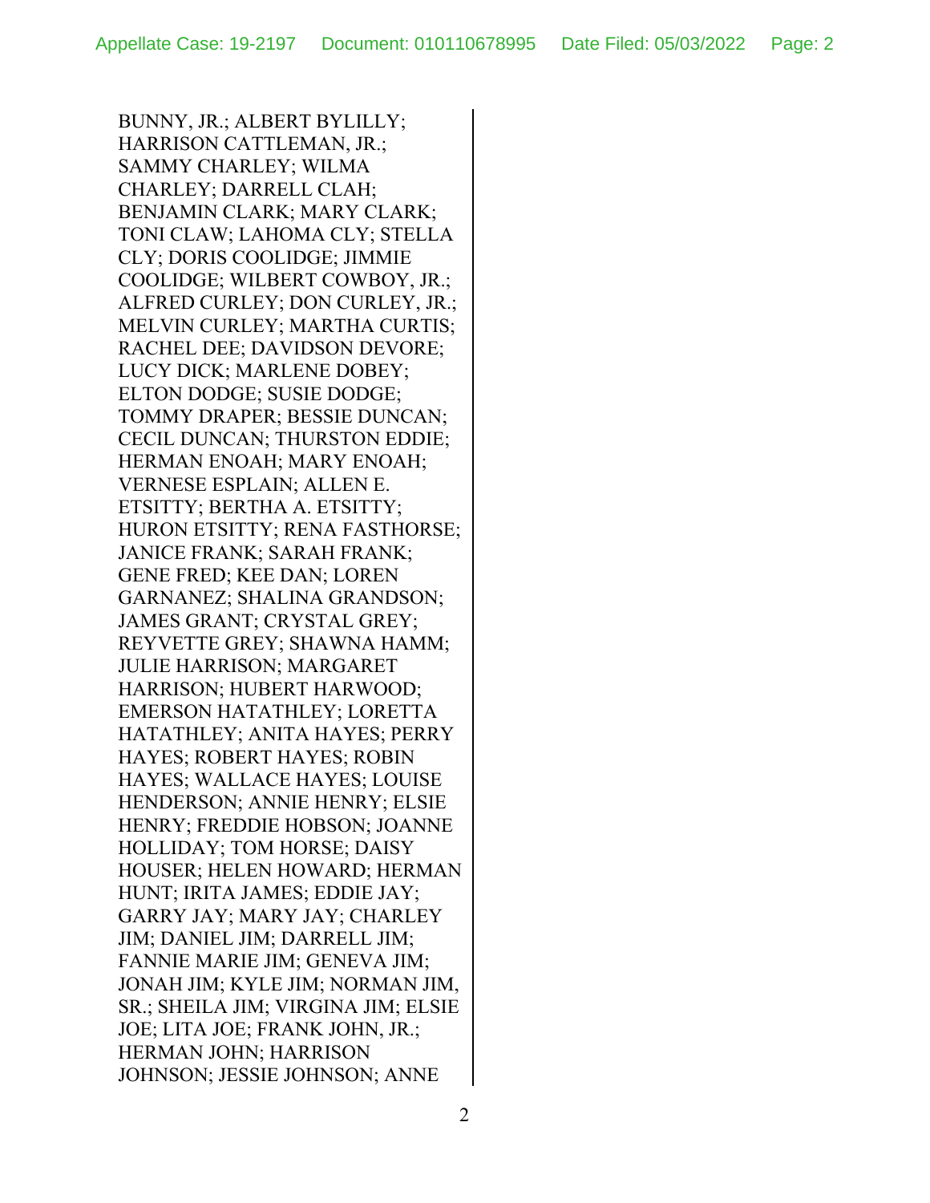BUNNY, JR.; ALBERT BYLILLY; HARRISON CATTLEMAN, JR.; SAMMY CHARLEY; WILMA CHARLEY; DARRELL CLAH; BENJAMIN CLARK; MARY CLARK; TONI CLAW; LAHOMA CLY; STELLA CLY; DORIS COOLIDGE; JIMMIE COOLIDGE; WILBERT COWBOY, JR.; ALFRED CURLEY; DON CURLEY, JR.; MELVIN CURLEY; MARTHA CURTIS; RACHEL DEE; DAVIDSON DEVORE; LUCY DICK; MARLENE DOBEY; ELTON DODGE; SUSIE DODGE; TOMMY DRAPER; BESSIE DUNCAN; CECIL DUNCAN; THURSTON EDDIE; HERMAN ENOAH; MARY ENOAH; VERNESE ESPLAIN; ALLEN E. ETSITTY; BERTHA A. ETSITTY; HURON ETSITTY; RENA FASTHORSE; JANICE FRANK; SARAH FRANK; GENE FRED; KEE DAN; LOREN GARNANEZ; SHALINA GRANDSON; JAMES GRANT; CRYSTAL GREY; REYVETTE GREY; SHAWNA HAMM; JULIE HARRISON; MARGARET HARRISON; HUBERT HARWOOD; EMERSON HATATHLEY; LORETTA HATATHLEY; ANITA HAYES; PERRY HAYES; ROBERT HAYES; ROBIN HAYES; WALLACE HAYES; LOUISE HENDERSON; ANNIE HENRY; ELSIE HENRY; FREDDIE HOBSON; JOANNE HOLLIDAY; TOM HORSE; DAISY HOUSER; HELEN HOWARD; HERMAN HUNT; IRITA JAMES; EDDIE JAY; GARRY JAY; MARY JAY; CHARLEY JIM; DANIEL JIM; DARRELL JIM; FANNIE MARIE JIM; GENEVA JIM; JONAH JIM; KYLE JIM; NORMAN JIM, SR.; SHEILA JIM; VIRGINA JIM; ELSIE JOE; LITA JOE; FRANK JOHN, JR.; HERMAN JOHN; HARRISON JOHNSON; JESSIE JOHNSON; ANNE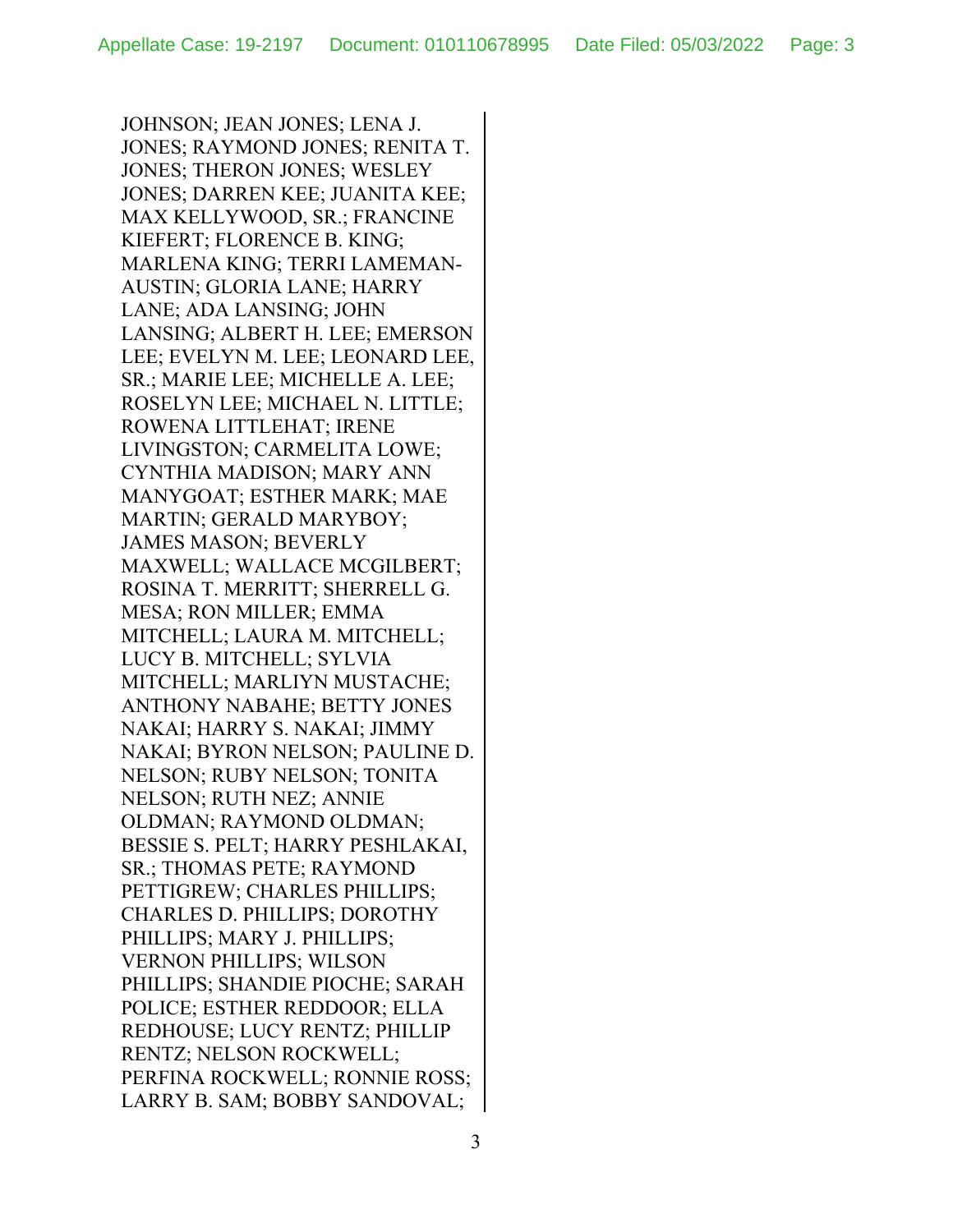JOHNSON; JEAN JONES; LENA J. JONES; RAYMOND JONES; RENITA T. JONES; THERON JONES; WESLEY JONES; DARREN KEE; JUANITA KEE; MAX KELLYWOOD, SR.; FRANCINE KIEFERT; FLORENCE B. KING; MARLENA KING; TERRI LAMEMAN-AUSTIN; GLORIA LANE; HARRY LANE; ADA LANSING; JOHN LANSING; ALBERT H. LEE; EMERSON LEE; EVELYN M. LEE; LEONARD LEE, SR.; MARIE LEE; MICHELLE A. LEE; ROSELYN LEE; MICHAEL N. LITTLE; ROWENA LITTLEHAT; IRENE LIVINGSTON; CARMELITA LOWE; CYNTHIA MADISON; MARY ANN MANYGOAT; ESTHER MARK; MAE MARTIN; GERALD MARYBOY; JAMES MASON; BEVERLY MAXWELL; WALLACE MCGILBERT; ROSINA T. MERRITT; SHERRELL G. MESA; RON MILLER; EMMA MITCHELL; LAURA M. MITCHELL; LUCY B. MITCHELL; SYLVIA MITCHELL; MARLIYN MUSTACHE; ANTHONY NABAHE; BETTY JONES NAKAI; HARRY S. NAKAI; JIMMY NAKAI; BYRON NELSON; PAULINE D. NELSON; RUBY NELSON; TONITA NELSON; RUTH NEZ; ANNIE OLDMAN; RAYMOND OLDMAN; BESSIE S. PELT; HARRY PESHLAKAI, SR.; THOMAS PETE; RAYMOND PETTIGREW; CHARLES PHILLIPS; CHARLES D. PHILLIPS; DOROTHY PHILLIPS; MARY J. PHILLIPS; VERNON PHILLIPS; WILSON PHILLIPS; SHANDIE PIOCHE; SARAH POLICE; ESTHER REDDOOR; ELLA REDHOUSE; LUCY RENTZ; PHILLIP RENTZ; NELSON ROCKWELL; PERFINA ROCKWELL; RONNIE ROSS; LARRY B. SAM; BOBBY SANDOVAL;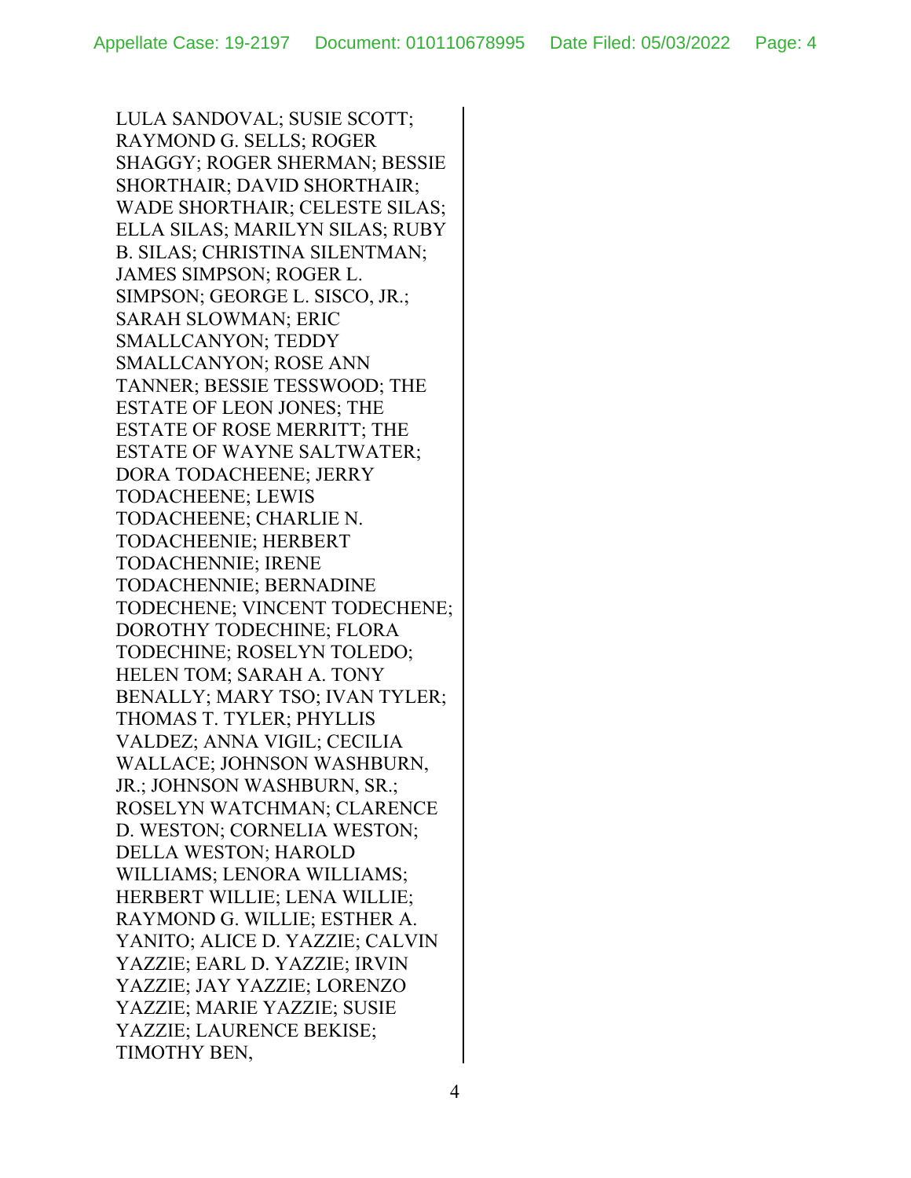LULA SANDOVAL; SUSIE SCOTT; RAYMOND G. SELLS; ROGER SHAGGY; ROGER SHERMAN; BESSIE SHORTHAIR; DAVID SHORTHAIR; WADE SHORTHAIR; CELESTE SILAS; ELLA SILAS; MARILYN SILAS; RUBY B. SILAS; CHRISTINA SILENTMAN; JAMES SIMPSON; ROGER L. SIMPSON; GEORGE L. SISCO, JR.; SARAH SLOWMAN; ERIC SMALLCANYON; TEDDY SMALLCANYON; ROSE ANN TANNER; BESSIE TESSWOOD; THE ESTATE OF LEON JONES; THE ESTATE OF ROSE MERRITT; THE ESTATE OF WAYNE SALTWATER; DORA TODACHEENE; JERRY TODACHEENE; LEWIS TODACHEENE; CHARLIE N. TODACHEENIE; HERBERT TODACHENNIE; IRENE TODACHENNIE; BERNADINE TODECHENE; VINCENT TODECHENE; DOROTHY TODECHINE; FLORA TODECHINE; ROSELYN TOLEDO; HELEN TOM; SARAH A. TONY BENALLY; MARY TSO; IVAN TYLER; THOMAS T. TYLER; PHYLLIS VALDEZ; ANNA VIGIL; CECILIA WALLACE; JOHNSON WASHBURN, JR.; JOHNSON WASHBURN, SR.; ROSELYN WATCHMAN; CLARENCE D. WESTON; CORNELIA WESTON; DELLA WESTON; HAROLD WILLIAMS; LENORA WILLIAMS; HERBERT WILLIE; LENA WILLIE; RAYMOND G. WILLIE; ESTHER A. YANITO; ALICE D. YAZZIE; CALVIN YAZZIE; EARL D. YAZZIE; IRVIN YAZZIE; JAY YAZZIE; LORENZO YAZZIE; MARIE YAZZIE; SUSIE YAZZIE; LAURENCE BEKISE; TIMOTHY BEN,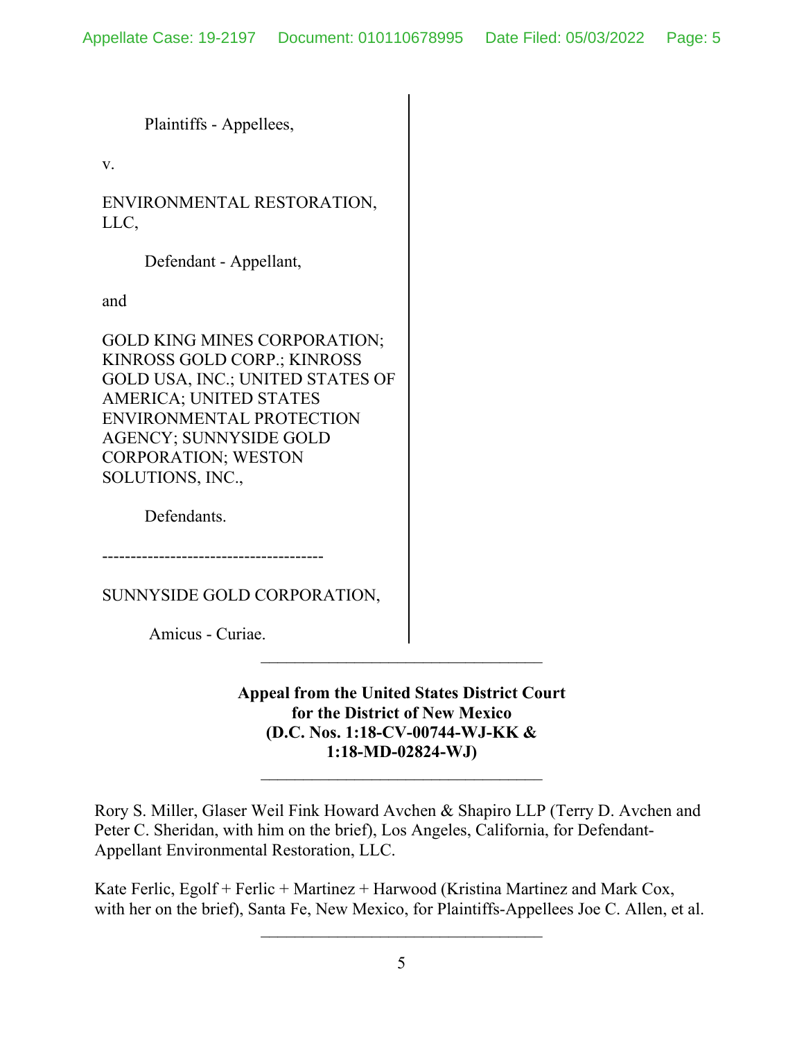Plaintiffs - Appellees,

v.

ENVIRONMENTAL RESTORATION, LLC,

Defendant - Appellant,

and

GOLD KING MINES CORPORATION; KINROSS GOLD CORP.; KINROSS GOLD USA, INC.; UNITED STATES OF AMERICA; UNITED STATES ENVIRONMENTAL PROTECTION AGENCY; SUNNYSIDE GOLD CORPORATION; WESTON SOLUTIONS, INC.,

Defendants.

---------------------------------------

SUNNYSIDE GOLD CORPORATION,

Amicus - Curiae.

---

**Appeal from the United States District Court for the District of New Mexico (D.C. Nos. 1:18-CV-00744-WJ-KK & 1:18-MD-02824-WJ)**

---

Rory S. Miller, Glaser Weil Fink Howard Avchen & Shapiro LLP (Terry D. Avchen and Peter C. Sheridan, with him on the brief), Los Angeles, California, for Defendant-Appellant Environmental Restoration, LLC.

Kate Ferlic, Egolf + Ferlic + Martinez + Harwood (Kristina Martinez and Mark Cox, with her on the brief), Santa Fe, New Mexico, for Plaintiffs-Appellees Joe C. Allen, et al.

---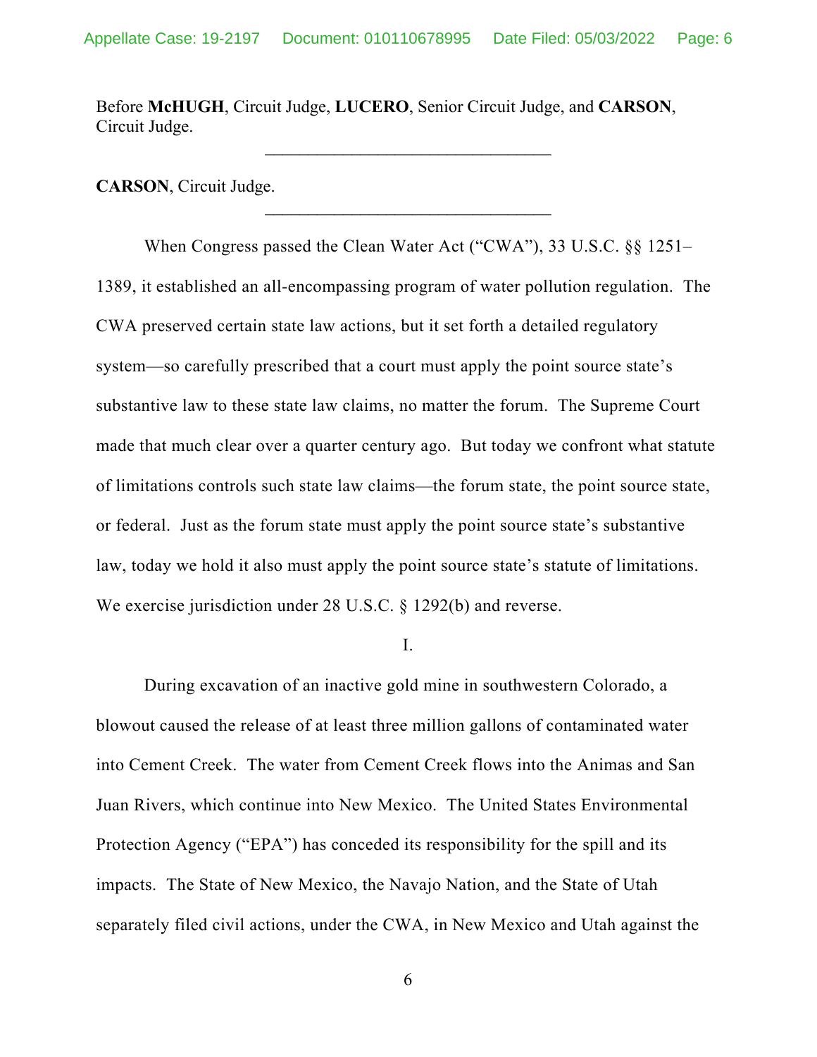Before **McHUGH**, Circuit Judge, **LUCERO**, Senior Circuit Judge, and **CARSON**, Circuit Judge.

---

**CARSON**, Circuit Judge.

---

When Congress passed the Clean Water Act ("CWA"), 33 U.S.C. §§ 1251–1389, it established an all-encompassing program of water pollution regulation. The CWA preserved certain state law actions, but it set forth a detailed regulatory system—so carefully prescribed that a court must apply the point source state's substantive law to these state law claims, no matter the forum. The Supreme Court made that much clear over a quarter century ago. But today we confront what statute of limitations controls such state law claims—the forum state, the point source state, or federal. Just as the forum state must apply the point source state's substantive law, today we hold it also must apply the point source state's statute of limitations. We exercise jurisdiction under 28 U.S.C. § 1292(b) and reverse.

I.

During excavation of an inactive gold mine in southwestern Colorado, a blowout caused the release of at least three million gallons of contaminated water into Cement Creek. The water from Cement Creek flows into the Animas and San Juan Rivers, which continue into New Mexico. The United States Environmental Protection Agency ("EPA") has conceded its responsibility for the spill and its impacts. The State of New Mexico, the Navajo Nation, and the State of Utah separately filed civil actions, under the CWA, in New Mexico and Utah against the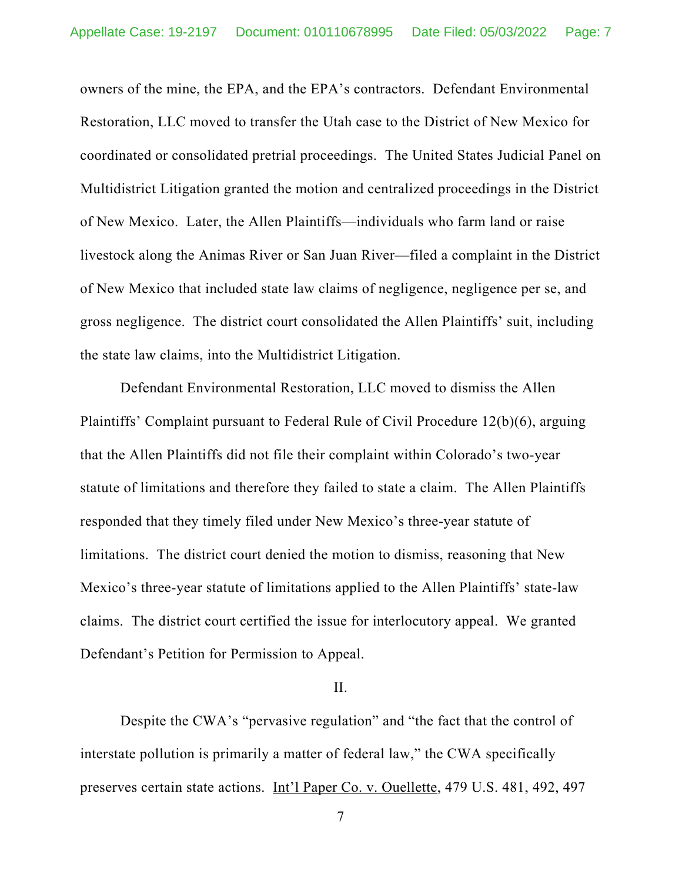owners of the mine, the EPA, and the EPA's contractors. Defendant Environmental Restoration, LLC moved to transfer the Utah case to the District of New Mexico for coordinated or consolidated pretrial proceedings. The United States Judicial Panel on Multidistrict Litigation granted the motion and centralized proceedings in the District of New Mexico. Later, the Allen Plaintiffs—individuals who farm land or raise livestock along the Animas River or San Juan River—filed a complaint in the District of New Mexico that included state law claims of negligence, negligence per se, and gross negligence. The district court consolidated the Allen Plaintiffs' suit, including the state law claims, into the Multidistrict Litigation.

Defendant Environmental Restoration, LLC moved to dismiss the Allen Plaintiffs' Complaint pursuant to Federal Rule of Civil Procedure 12(b)(6), arguing that the Allen Plaintiffs did not file their complaint within Colorado's two-year statute of limitations and therefore they failed to state a claim. The Allen Plaintiffs responded that they timely filed under New Mexico's three-year statute of limitations. The district court denied the motion to dismiss, reasoning that New Mexico's three-year statute of limitations applied to the Allen Plaintiffs' state-law claims. The district court certified the issue for interlocutory appeal. We granted Defendant's Petition for Permission to Appeal.

## II.

Despite the CWA's "pervasive regulation" and "the fact that the control of interstate pollution is primarily a matter of federal law," the CWA specifically preserves certain state actions. Int'l Paper Co. v. Ouellette, 479 U.S. 481, 492, 497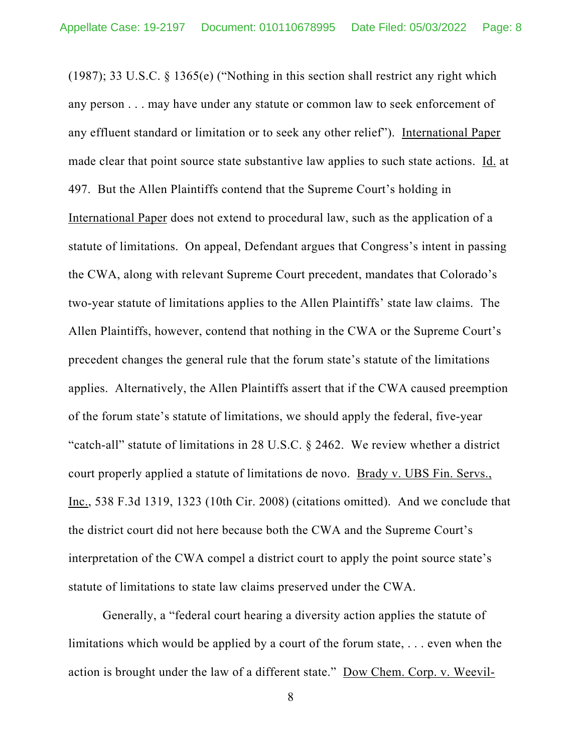(1987); 33 U.S.C. § 1365(e) ("Nothing in this section shall restrict any right which any person . . . may have under any statute or common law to seek enforcement of any effluent standard or limitation or to seek any other relief"). International Paper made clear that point source state substantive law applies to such state actions. Id. at 497. But the Allen Plaintiffs contend that the Supreme Court's holding in International Paper does not extend to procedural law, such as the application of a statute of limitations. On appeal, Defendant argues that Congress's intent in passing the CWA, along with relevant Supreme Court precedent, mandates that Colorado's two-year statute of limitations applies to the Allen Plaintiffs' state law claims. The Allen Plaintiffs, however, contend that nothing in the CWA or the Supreme Court's precedent changes the general rule that the forum state's statute of the limitations applies. Alternatively, the Allen Plaintiffs assert that if the CWA caused preemption of the forum state's statute of limitations, we should apply the federal, five-year "catch-all" statute of limitations in 28 U.S.C. § 2462. We review whether a district court properly applied a statute of limitations de novo. Brady v. UBS Fin. Servs., Inc., 538 F.3d 1319, 1323 (10th Cir. 2008) (citations omitted). And we conclude that the district court did not here because both the CWA and the Supreme Court's interpretation of the CWA compel a district court to apply the point source state's statute of limitations to state law claims preserved under the CWA.

Generally, a "federal court hearing a diversity action applies the statute of limitations which would be applied by a court of the forum state, . . . even when the action is brought under the law of a different state." Dow Chem. Corp. v. Weevil-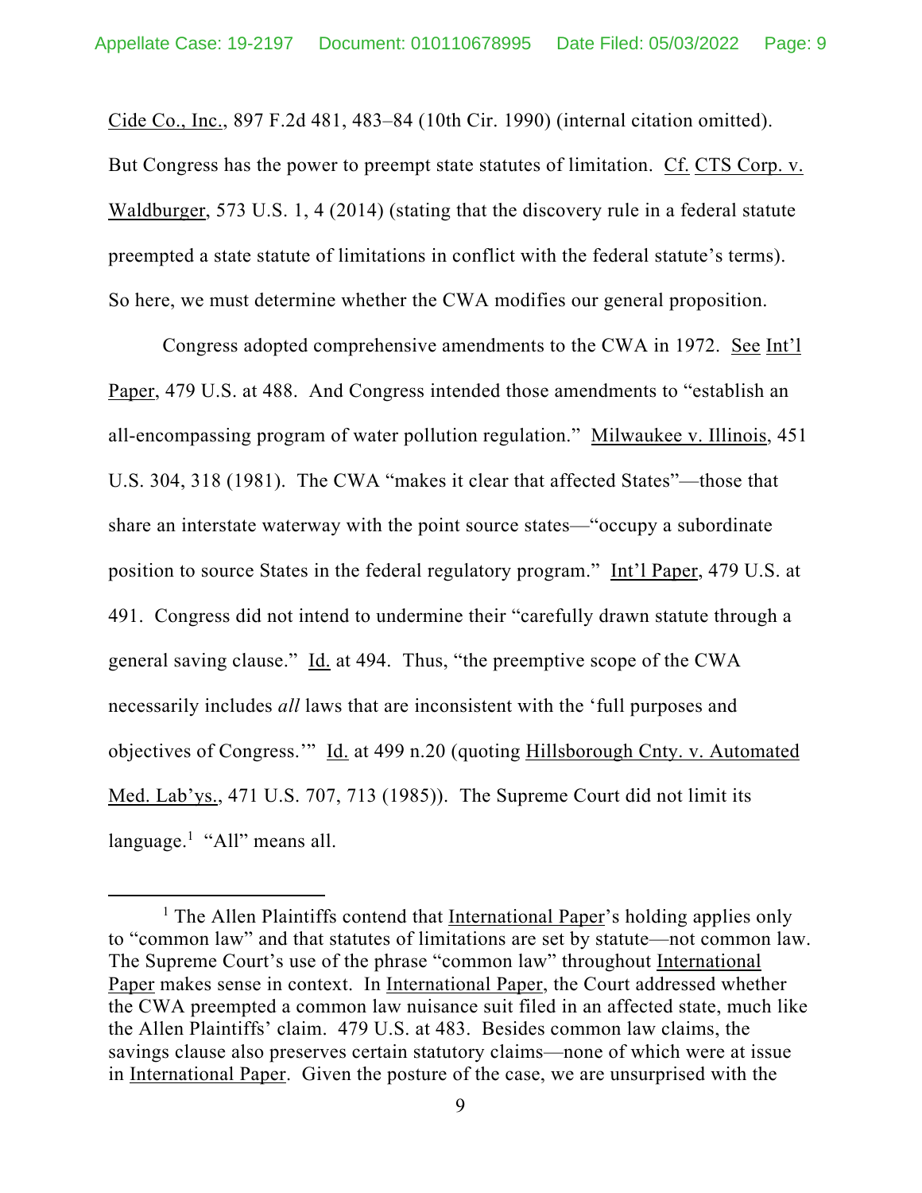Cide Co., Inc., 897 F.2d 481, 483–84 (10th Cir. 1990) (internal citation omitted). But Congress has the power to preempt state statutes of limitation. Cf. CTS Corp. v. Waldburger, 573 U.S. 1, 4 (2014) (stating that the discovery rule in a federal statute preempted a state statute of limitations in conflict with the federal statute's terms). So here, we must determine whether the CWA modifies our general proposition.

Congress adopted comprehensive amendments to the CWA in 1972. See Int'l Paper, 479 U.S. at 488. And Congress intended those amendments to "establish an all-encompassing program of water pollution regulation." Milwaukee v. Illinois, 451 U.S. 304, 318 (1981). The CWA "makes it clear that affected States"—those that share an interstate waterway with the point source states—"occupy a subordinate position to source States in the federal regulatory program." Int'l Paper, 479 U.S. at 491. Congress did not intend to undermine their "carefully drawn statute through a general saving clause." Id. at 494. Thus, "the preemptive scope of the CWA necessarily includes *all* laws that are inconsistent with the 'full purposes and objectives of Congress.'" Id. at 499 n.20 (quoting Hillsborough Cnty. v. Automated Med. Lab'ys., 471 U.S. 707, 713 (1985)). The Supreme Court did not limit its language.[1] "All" means all.

---

[1] The Allen Plaintiffs contend that International Paper's holding applies only to "common law" and that statutes of limitations are set by statute—not common law. The Supreme Court's use of the phrase "common law" throughout International Paper makes sense in context. In International Paper, the Court addressed whether the CWA preempted a common law nuisance suit filed in an affected state, much like the Allen Plaintiffs' claim. 479 U.S. at 483. Besides common law claims, the savings clause also preserves certain statutory claims—none of which were at issue in International Paper. Given the posture of the case, we are unsurprised with the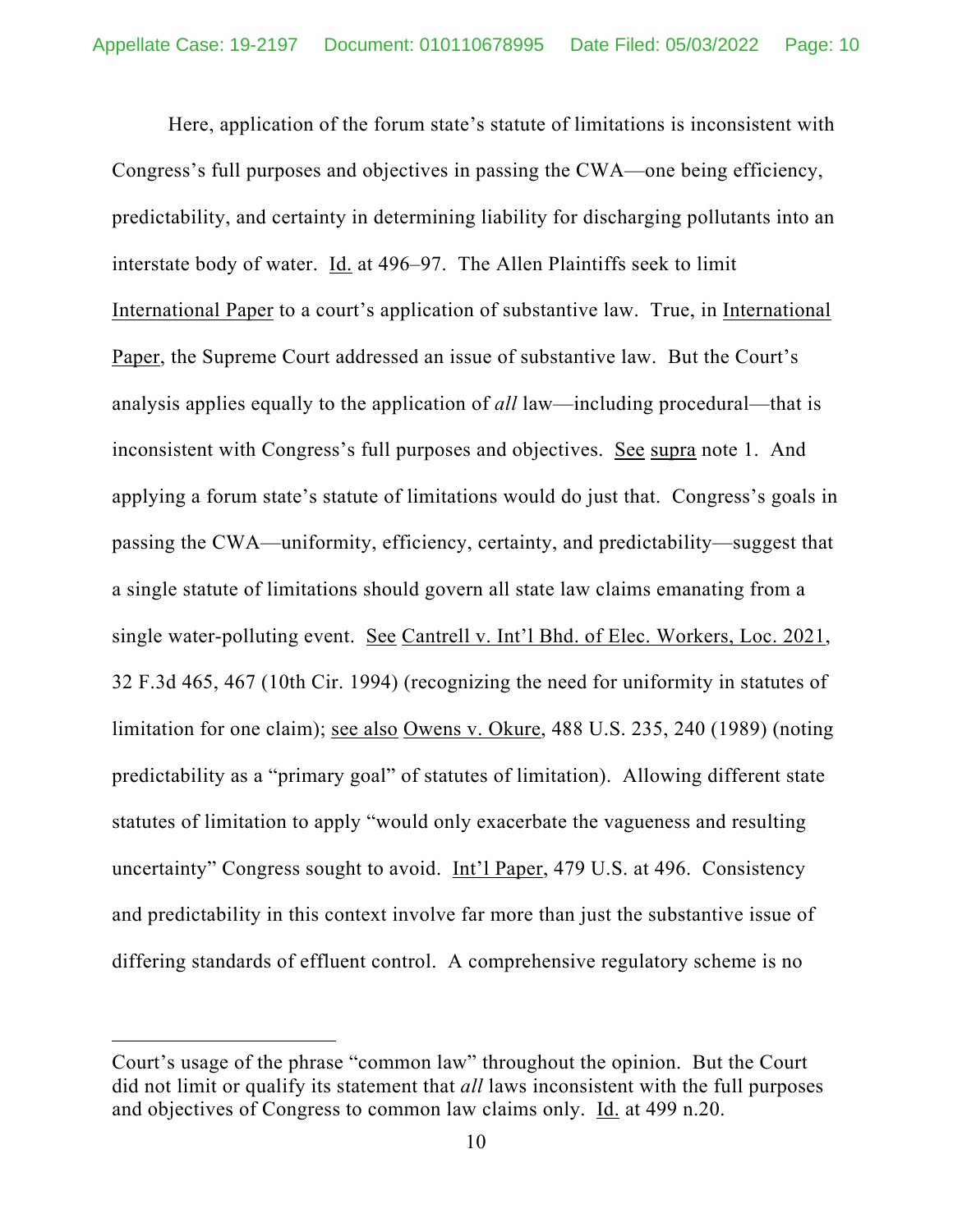Here, application of the forum state's statute of limitations is inconsistent with Congress's full purposes and objectives in passing the CWA—one being efficiency, predictability, and certainty in determining liability for discharging pollutants into an interstate body of water. Id. at 496–97. The Allen Plaintiffs seek to limit International Paper to a court's application of substantive law. True, in International Paper, the Supreme Court addressed an issue of substantive law. But the Court's analysis applies equally to the application of *all* law—including procedural—that is inconsistent with Congress's full purposes and objectives. See supra note 1. And applying a forum state's statute of limitations would do just that. Congress's goals in passing the CWA—uniformity, efficiency, certainty, and predictability—suggest that a single statute of limitations should govern all state law claims emanating from a single water-polluting event. See Cantrell v. Int'l Bhd. of Elec. Workers, Loc. 2021, 32 F.3d 465, 467 (10th Cir. 1994) (recognizing the need for uniformity in statutes of limitation for one claim); see also Owens v. Okure, 488 U.S. 235, 240 (1989) (noting predictability as a "primary goal" of statutes of limitation). Allowing different state statutes of limitation to apply "would only exacerbate the vagueness and resulting uncertainty" Congress sought to avoid. Int'l Paper, 479 U.S. at 496. Consistency and predictability in this context involve far more than just the substantive issue of differing standards of effluent control. A comprehensive regulatory scheme is no

---

Court's usage of the phrase "common law" throughout the opinion. But the Court did not limit or qualify its statement that *all* laws inconsistent with the full purposes and objectives of Congress to common law claims only. Id. at 499 n.20.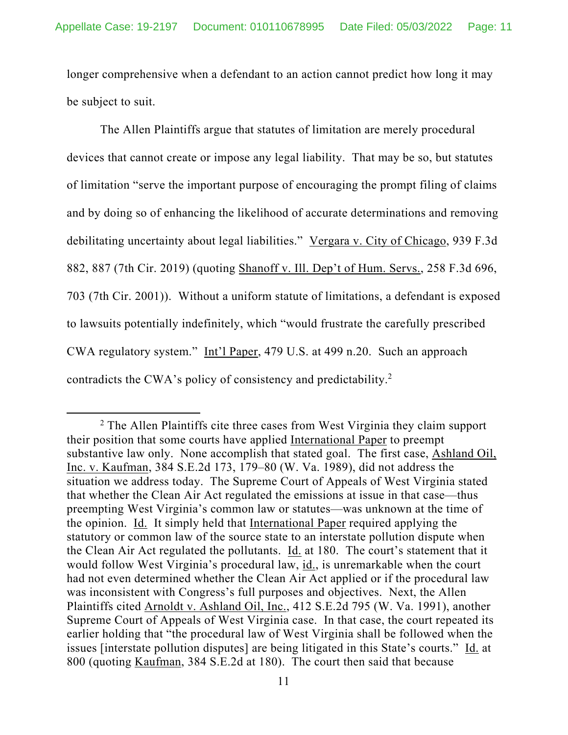longer comprehensive when a defendant to an action cannot predict how long it may be subject to suit.

The Allen Plaintiffs argue that statutes of limitation are merely procedural devices that cannot create or impose any legal liability. That may be so, but statutes of limitation "serve the important purpose of encouraging the prompt filing of claims and by doing so of enhancing the likelihood of accurate determinations and removing debilitating uncertainty about legal liabilities." Vergara v. City of Chicago, 939 F.3d 882, 887 (7th Cir. 2019) (quoting Shanoff v. Ill. Dep't of Hum. Servs., 258 F.3d 696, 703 (7th Cir. 2001)). Without a uniform statute of limitations, a defendant is exposed to lawsuits potentially indefinitely, which "would frustrate the carefully prescribed CWA regulatory system." Int'l Paper, 479 U.S. at 499 n.20. Such an approach contradicts the CWA's policy of consistency and predictability.[2]

[2] The Allen Plaintiffs cite three cases from West Virginia they claim support their position that some courts have applied International Paper to preempt substantive law only. None accomplish that stated goal. The first case, Ashland Oil, Inc. v. Kaufman, 384 S.E.2d 173, 179–80 (W. Va. 1989), did not address the situation we address today. The Supreme Court of Appeals of West Virginia stated that whether the Clean Air Act regulated the emissions at issue in that case—thus preempting West Virginia's common law or statutes—was unknown at the time of the opinion. Id. It simply held that International Paper required applying the statutory or common law of the source state to an interstate pollution dispute when the Clean Air Act regulated the pollutants. Id. at 180. The court's statement that it would follow West Virginia's procedural law, id., is unremarkable when the court had not even determined whether the Clean Air Act applied or if the procedural law was inconsistent with Congress's full purposes and objectives. Next, the Allen Plaintiffs cited Arnoldt v. Ashland Oil, Inc., 412 S.E.2d 795 (W. Va. 1991), another Supreme Court of Appeals of West Virginia case. In that case, the court repeated its earlier holding that "the procedural law of West Virginia shall be followed when the issues [interstate pollution disputes] are being litigated in this State's courts." Id. at 800 (quoting Kaufman, 384 S.E.2d at 180). The court then said that because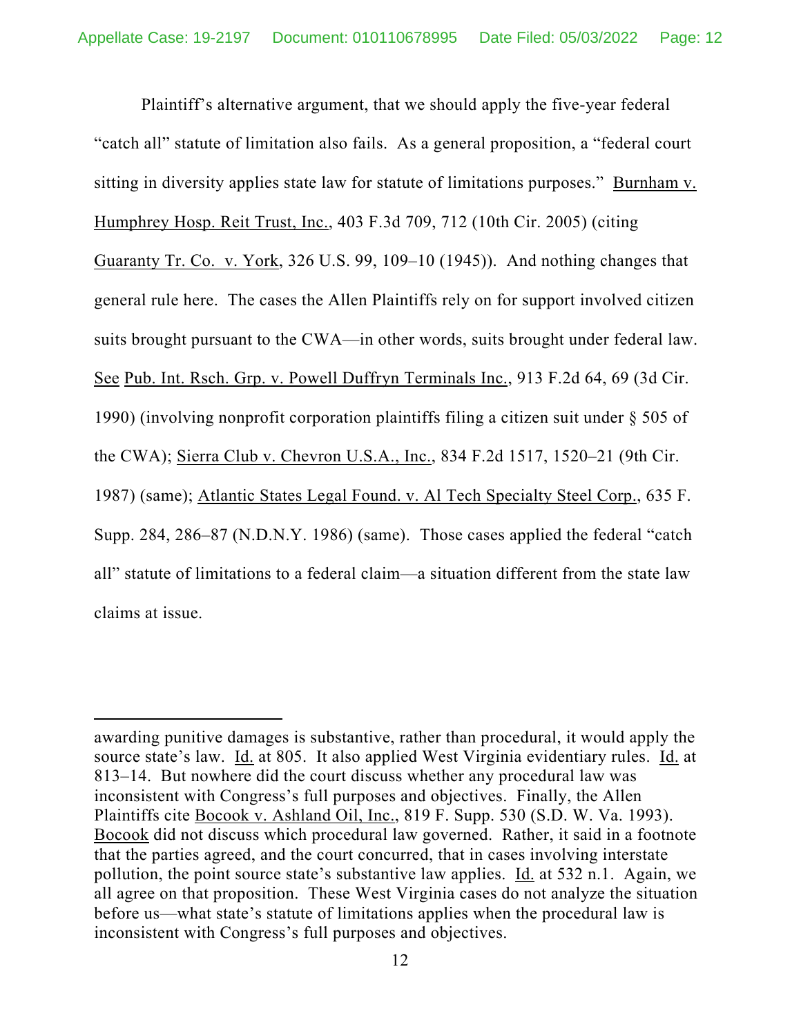Plaintiff's alternative argument, that we should apply the five-year federal "catch all" statute of limitation also fails. As a general proposition, a "federal court sitting in diversity applies state law for statute of limitations purposes." Burnham v. Humphrey Hosp. Reit Trust, Inc., 403 F.3d 709, 712 (10th Cir. 2005) (citing Guaranty Tr. Co. v. York, 326 U.S. 99, 109–10 (1945)). And nothing changes that general rule here. The cases the Allen Plaintiffs rely on for support involved citizen suits brought pursuant to the CWA—in other words, suits brought under federal law. See Pub. Int. Rsch. Grp. v. Powell Duffryn Terminals Inc., 913 F.2d 64, 69 (3d Cir. 1990) (involving nonprofit corporation plaintiffs filing a citizen suit under § 505 of the CWA); Sierra Club v. Chevron U.S.A., Inc., 834 F.2d 1517, 1520–21 (9th Cir. 1987) (same); Atlantic States Legal Found. v. Al Tech Specialty Steel Corp., 635 F. Supp. 284, 286–87 (N.D.N.Y. 1986) (same). Those cases applied the federal "catch all" statute of limitations to a federal claim—a situation different from the state law claims at issue.

---

awarding punitive damages is substantive, rather than procedural, it would apply the source state's law. Id. at 805. It also applied West Virginia evidentiary rules. Id. at 813–14. But nowhere did the court discuss whether any procedural law was inconsistent with Congress's full purposes and objectives. Finally, the Allen Plaintiffs cite Bocook v. Ashland Oil, Inc., 819 F. Supp. 530 (S.D. W. Va. 1993). Bocook did not discuss which procedural law governed. Rather, it said in a footnote that the parties agreed, and the court concurred, that in cases involving interstate pollution, the point source state's substantive law applies. Id. at 532 n.1. Again, we all agree on that proposition. These West Virginia cases do not analyze the situation before us—what state's statute of limitations applies when the procedural law is inconsistent with Congress's full purposes and objectives.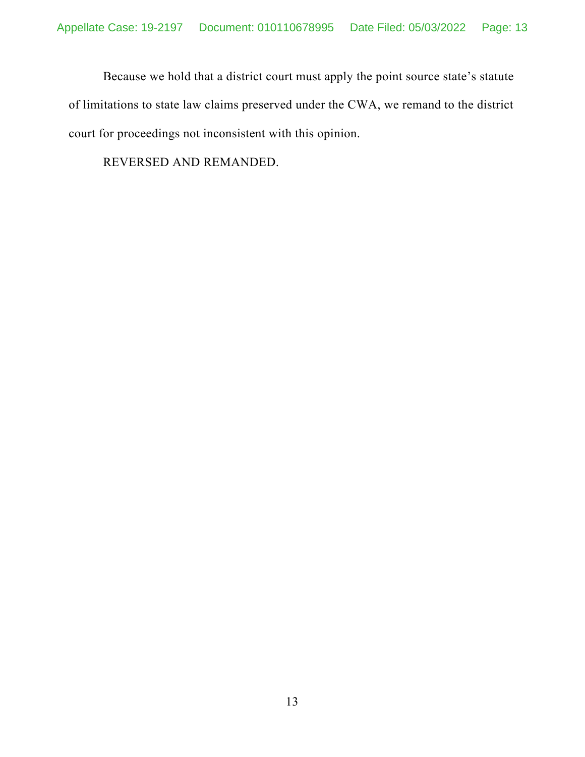Because we hold that a district court must apply the point source state's statute of limitations to state law claims preserved under the CWA, we remand to the district court for proceedings not inconsistent with this opinion.

REVERSED AND REMANDED.